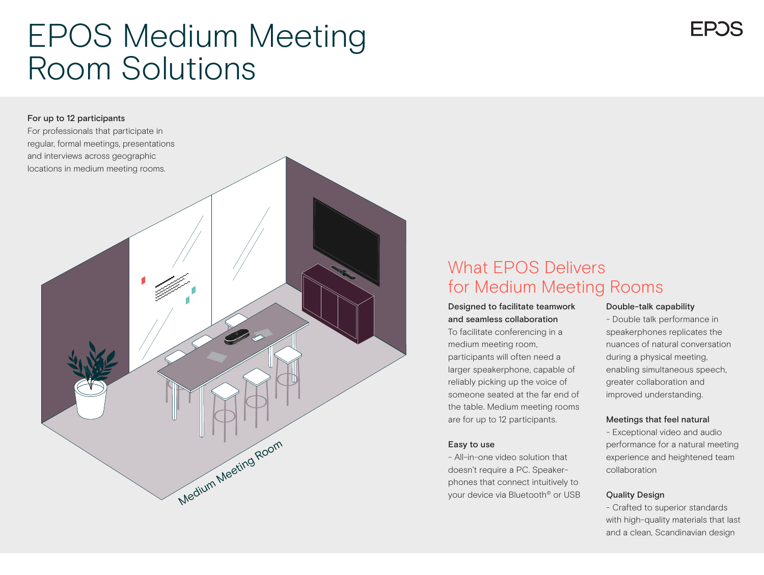# EPOS Medium Meeting Room Solutions

**For up to 12 participants**

For professionals that participate in regular, formal meetings, presentations and interviews across geographic locations in medium meeting rooms.

Medium Meeting Room

## What EPOS Delivers for Medium Meeting Rooms

**Designed to facilitate teamwork and seamless collaboration**

To facilitate conferencing in a medium meeting room, participants will often need a larger speakerphone, capable of reliably picking up the voice of someone seated at the far end of the table. Medium meeting rooms are for up to 12 participants.

**Easy to use**

- All-in-one video solution that doesn't require a PC. Speakerphones that connect intuitively to your device via Bluetooth® or USB

**Double-talk capability**

- Double talk performance in speakerphones replicates the nuances of natural conversation during a physical meeting, enabling simultaneous speech, greater collaboration and improved understanding.

**Meetings that feel natural**

- Exceptional video and audio performance for a natural meeting experience and heightened team collaboration

**Quality Design**

- Crafted to superior standards with high-quality materials that last and a clean, Scandinavian design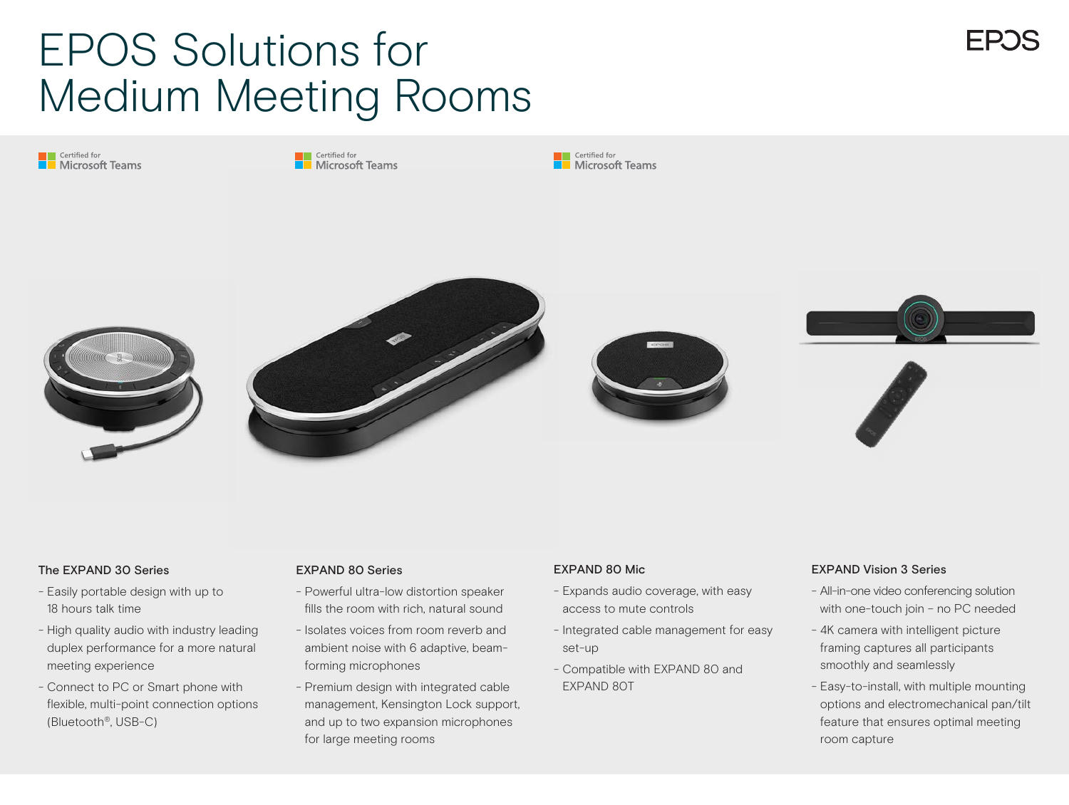# EPOS Solutions for Medium Meeting Rooms

Certified for Microsoft Teams

Certified for Microsoft Teams

Certified for Microsoft Teams

### The EXPAND 30 Series

- Easily portable design with up to 18 hours talk time
- High quality audio with industry leading duplex performance for a more natural meeting experience
- Connect to PC or Smart phone with flexible, multi-point connection options (Bluetooth®, USB-C)

### EXPAND 80 Series

- Powerful ultra-low distortion speaker fills the room with rich, natural sound
- Isolates voices from room reverb and ambient noise with 6 adaptive, beam-forming microphones
- Premium design with integrated cable management, Kensington Lock support, and up to two expansion microphones for large meeting rooms

### EXPAND 80 Mic

- Expands audio coverage, with easy access to mute controls
- Integrated cable management for easy set-up
- Compatible with EXPAND 80 and EXPAND 80T

### EXPAND Vision 3 Series

- All-in-one video conferencing solution with one-touch join – no PC needed
- 4K camera with intelligent picture framing captures all participants smoothly and seamlessly
- Easy-to-install, with multiple mounting options and electromechanical pan/tilt feature that ensures optimal meeting room capture